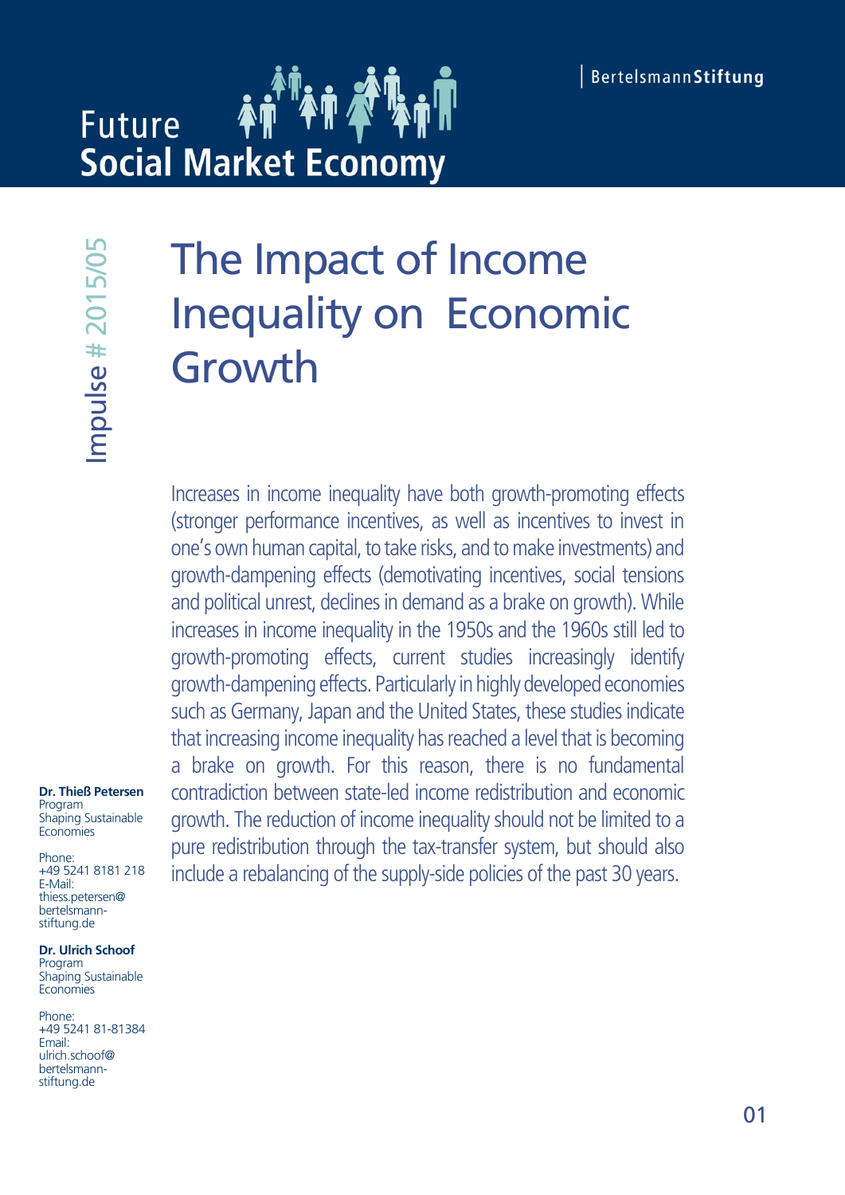Future
Social Market Economy

Bertelsmann**Stiftung**

Impulse # 2015/05

# The Impact of Income Inequality on Economic Growth

Increases in income inequality have both growth-promoting effects (stronger performance incentives, as well as incentives to invest in one's own human capital, to take risks, and to make investments) and growth-dampening effects (demotivating incentives, social tensions and political unrest, declines in demand as a brake on growth). While increases in income inequality in the 1950s and the 1960s still led to growth-promoting effects, current studies increasingly identify growth-dampening effects. Particularly in highly developed economies such as Germany, Japan and the United States, these studies indicate that increasing income inequality has reached a level that is becoming a brake on growth. For this reason, there is no fundamental contradiction between state-led income redistribution and economic growth. The reduction of income inequality should not be limited to a pure redistribution through the tax-transfer system, but should also include a rebalancing of the supply-side policies of the past 30 years.

**Dr. Thieß Petersen**
Program
Shaping Sustainable Economies

Phone:
+49 5241 8181 218
E-Mail:
thiess.petersen@bertelsmann-stiftung.de

**Dr. Ulrich Schoof**
Program
Shaping Sustainable Economies

Phone:
+49 5241 81-81384
Email:
ulrich.schoof@bertelsmann-stiftung.de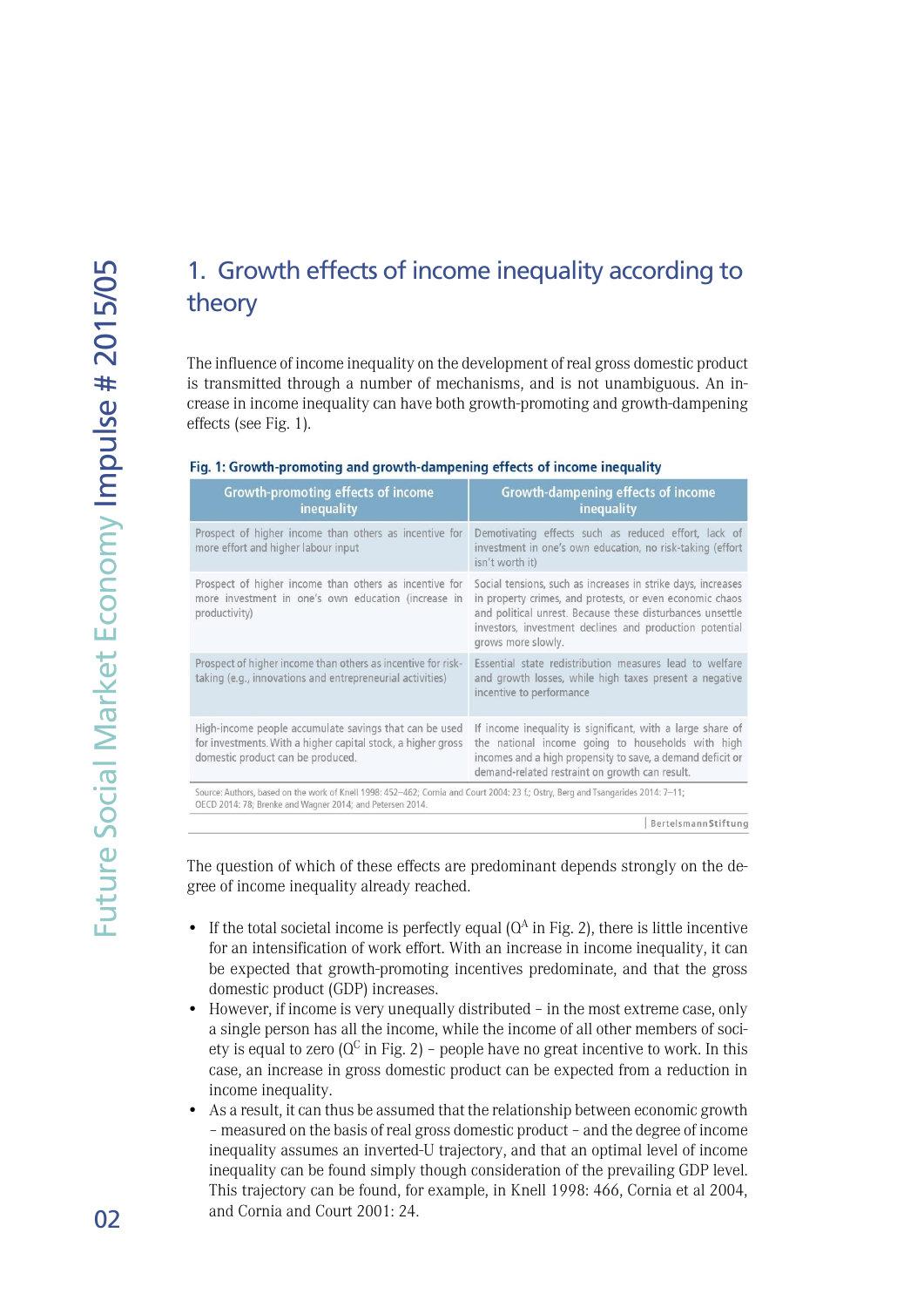## 1. Growth effects of income inequality according to theory

The influence of income inequality on the development of real gross domestic product is transmitted through a number of mechanisms, and is not unambiguous. An increase in income inequality can have both growth-promoting and growth-dampening effects (see Fig. 1).

**Fig. 1: Growth-promoting and growth-dampening effects of income inequality**

| Growth-promoting effects of income inequality | Growth-dampening effects of income inequality |
|---|---|
| Prospect of higher income than others as incentive for more effort and higher labour input | Demotivating effects such as reduced effort, lack of investment in one's own education, no risk-taking (effort isn't worth it) |
| Prospect of higher income than others as incentive for more investment in one's own education (increase in productivity) | Social tensions, such as increases in strike days, increases in property crimes, and protests, or even economic chaos and political unrest. Because these disturbances unsettle investors, investment declines and production potential grows more slowly. |
| Prospect of higher income than others as incentive for risk-taking (e.g., innovations and entrepreneurial activities) | Essential state redistribution measures lead to welfare and growth losses, while high taxes present a negative incentive to performance |
| High-income people accumulate savings that can be used for investments. With a higher capital stock, a higher gross domestic product can be produced. | If income inequality is significant, with a large share of the national income going to households with high incomes and a high propensity to save, a demand deficit or demand-related restraint on growth can result. |

Source: Authors, based on the work of Knell 1998: 452–462; Cornia and Court 2004: 23 f.; Ostry, Berg and Tsangarides 2014: 7–11; OECD 2014: 78; Brenke and Wagner 2014; and Petersen 2014.

BertelsmannStiftung

The question of which of these effects are predominant depends strongly on the degree of income inequality already reached.

- If the total societal income is perfectly equal ($Q^A$ in Fig. 2), there is little incentive for an intensification of work effort. With an increase in income inequality, it can be expected that growth-promoting incentives predominate, and that the gross domestic product (GDP) increases.
- However, if income is very unequally distributed – in the most extreme case, only a single person has all the income, while the income of all other members of society is equal to zero ($Q^C$ in Fig. 2) – people have no great incentive to work. In this case, an increase in gross domestic product can be expected from a reduction in income inequality.
- As a result, it can thus be assumed that the relationship between economic growth – measured on the basis of real gross domestic product – and the degree of income inequality assumes an inverted-U trajectory, and that an optimal level of income inequality can be found simply though consideration of the prevailing GDP level. This trajectory can be found, for example, in Knell 1998: 466, Cornia et al 2004, and Cornia and Court 2001: 24.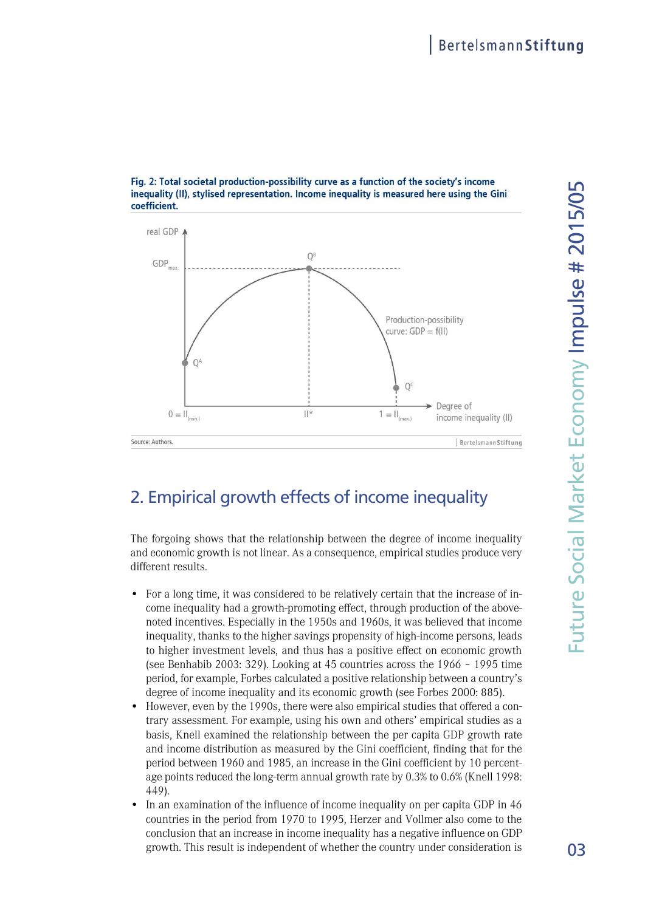**Fig. 2: Total societal production-possibility curve as a function of the society's income inequality (II), stylised representation. Income inequality is measured here using the Gini coefficient.**

Source: Authors.

## 2. Empirical growth effects of income inequality

The forgoing shows that the relationship between the degree of income inequality and economic growth is not linear. As a consequence, empirical studies produce very different results.

- For a long time, it was considered to be relatively certain that the increase of income inequality had a growth-promoting effect, through production of the above-noted incentives. Especially in the 1950s and 1960s, it was believed that income inequality, thanks to the higher savings propensity of high-income persons, leads to higher investment levels, and thus has a positive effect on economic growth (see Benhabib 2003: 329). Looking at 45 countries across the 1966 – 1995 time period, for example, Forbes calculated a positive relationship between a country's degree of income inequality and its economic growth (see Forbes 2000: 885).
- However, even by the 1990s, there were also empirical studies that offered a contrary assessment. For example, using his own and others' empirical studies as a basis, Knell examined the relationship between the per capita GDP growth rate and income distribution as measured by the Gini coefficient, finding that for the period between 1960 and 1985, an increase in the Gini coefficient by 10 percentage points reduced the long-term annual growth rate by 0.3% to 0.6% (Knell 1998: 449).
- In an examination of the influence of income inequality on per capita GDP in 46 countries in the period from 1970 to 1995, Herzer and Vollmer also come to the conclusion that an increase in income inequality has a negative influence on GDP growth. This result is independent of whether the country under consideration is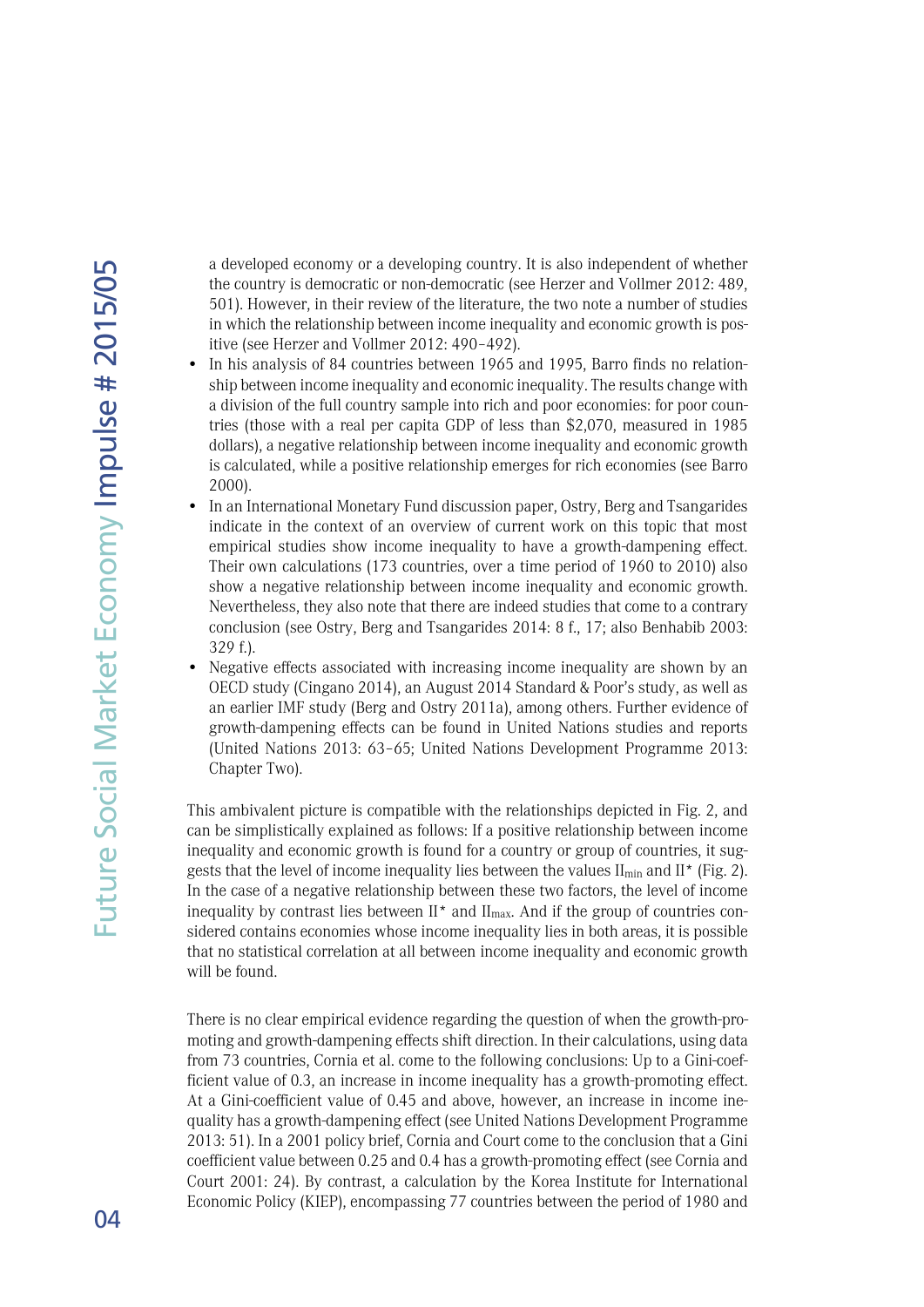a developed economy or a developing country. It is also independent of whether the country is democratic or non-democratic (see Herzer and Vollmer 2012: 489, 501). However, in their review of the literature, the two note a number of studies in which the relationship between income inequality and economic growth is positive (see Herzer and Vollmer 2012: 490–492).

- In his analysis of 84 countries between 1965 and 1995, Barro finds no relationship between income inequality and economic inequality. The results change with a division of the full country sample into rich and poor economies: for poor countries (those with a real per capita GDP of less than $2,070, measured in 1985 dollars), a negative relationship between income inequality and economic growth is calculated, while a positive relationship emerges for rich economies (see Barro 2000).
- In an International Monetary Fund discussion paper, Ostry, Berg and Tsangarides indicate in the context of an overview of current work on this topic that most empirical studies show income inequality to have a growth-dampening effect. Their own calculations (173 countries, over a time period of 1960 to 2010) also show a negative relationship between income inequality and economic growth. Nevertheless, they also note that there are indeed studies that come to a contrary conclusion (see Ostry, Berg and Tsangarides 2014: 8 f., 17; also Benhabib 2003: 329 f.).
- Negative effects associated with increasing income inequality are shown by an OECD study (Cingano 2014), an August 2014 Standard & Poor's study, as well as an earlier IMF study (Berg and Ostry 2011a), among others. Further evidence of growth-dampening effects can be found in United Nations studies and reports (United Nations 2013: 63–65; United Nations Development Programme 2013: Chapter Two).

This ambivalent picture is compatible with the relationships depicted in Fig. 2, and can be simplistically explained as follows: If a positive relationship between income inequality and economic growth is found for a country or group of countries, it suggests that the level of income inequality lies between the values $II_{min}$ and $II^*$ (Fig. 2). In the case of a negative relationship between these two factors, the level of income inequality by contrast lies between $II^*$ and $II_{max}$. And if the group of countries considered contains economies whose income inequality lies in both areas, it is possible that no statistical correlation at all between income inequality and economic growth will be found.

There is no clear empirical evidence regarding the question of when the growth-promoting and growth-dampening effects shift direction. In their calculations, using data from 73 countries, Cornia et al. come to the following conclusions: Up to a Gini-coefficient value of 0.3, an increase in income inequality has a growth-promoting effect. At a Gini-coefficient value of 0.45 and above, however, an increase in income inequality has a growth-dampening effect (see United Nations Development Programme 2013: 51). In a 2001 policy brief, Cornia and Court come to the conclusion that a Gini coefficient value between 0.25 and 0.4 has a growth-promoting effect (see Cornia and Court 2001: 24). By contrast, a calculation by the Korea Institute for International Economic Policy (KIEP), encompassing 77 countries between the period of 1980 and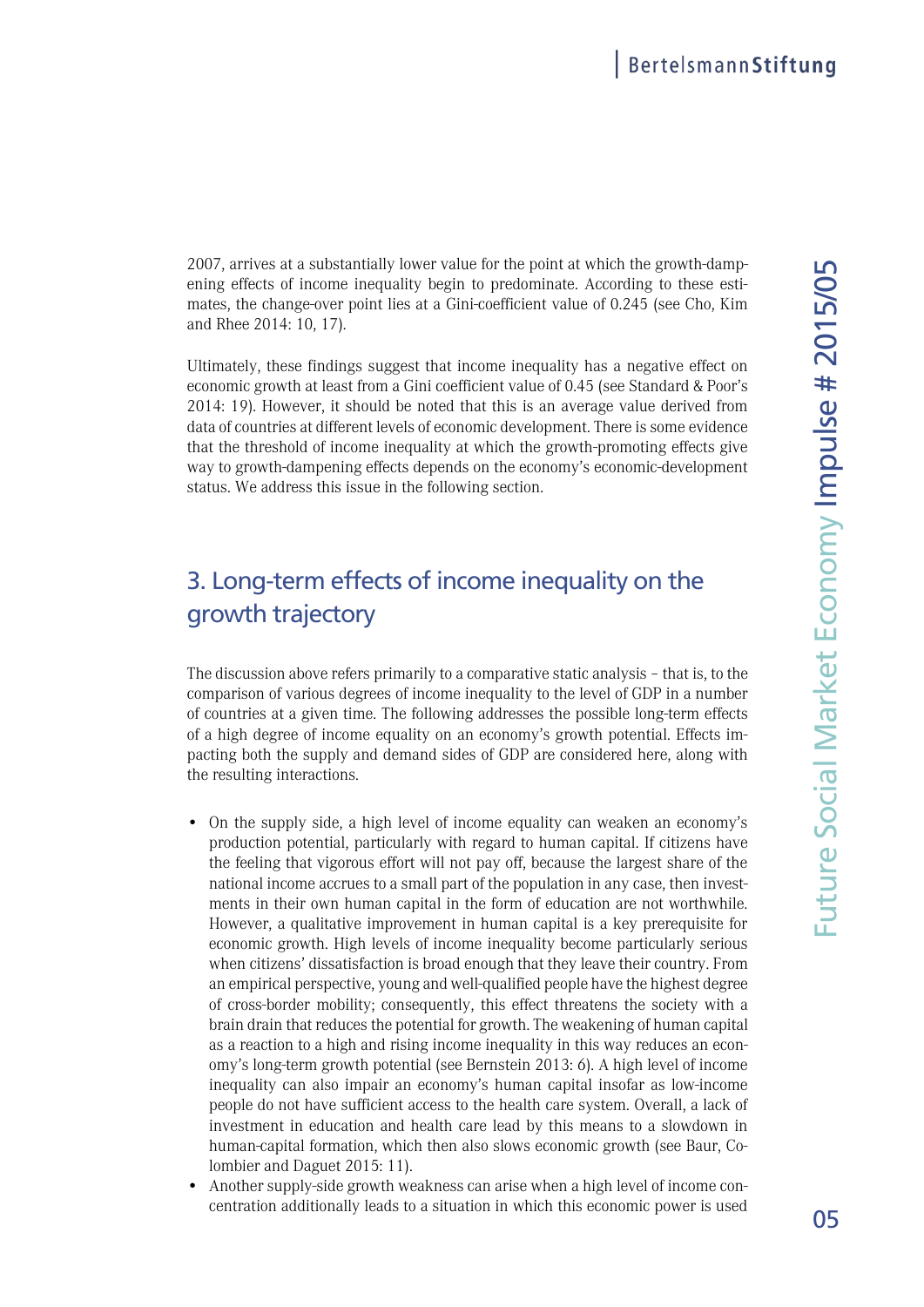2007, arrives at a substantially lower value for the point at which the growth-dampening effects of income inequality begin to predominate. According to these estimates, the change-over point lies at a Gini-coefficient value of 0.245 (see Cho, Kim and Rhee 2014: 10, 17).

Ultimately, these findings suggest that income inequality has a negative effect on economic growth at least from a Gini coefficient value of 0.45 (see Standard & Poor's 2014: 19). However, it should be noted that this is an average value derived from data of countries at different levels of economic development. There is some evidence that the threshold of income inequality at which the growth-promoting effects give way to growth-dampening effects depends on the economy's economic-development status. We address this issue in the following section.

## 3. Long-term effects of income inequality on the growth trajectory

The discussion above refers primarily to a comparative static analysis – that is, to the comparison of various degrees of income inequality to the level of GDP in a number of countries at a given time. The following addresses the possible long-term effects of a high degree of income equality on an economy's growth potential. Effects impacting both the supply and demand sides of GDP are considered here, along with the resulting interactions.

- On the supply side, a high level of income equality can weaken an economy's production potential, particularly with regard to human capital. If citizens have the feeling that vigorous effort will not pay off, because the largest share of the national income accrues to a small part of the population in any case, then investments in their own human capital in the form of education are not worthwhile. However, a qualitative improvement in human capital is a key prerequisite for economic growth. High levels of income inequality become particularly serious when citizens' dissatisfaction is broad enough that they leave their country. From an empirical perspective, young and well-qualified people have the highest degree of cross-border mobility; consequently, this effect threatens the society with a brain drain that reduces the potential for growth. The weakening of human capital as a reaction to a high and rising income inequality in this way reduces an economy's long-term growth potential (see Bernstein 2013: 6). A high level of income inequality can also impair an economy's human capital insofar as low-income people do not have sufficient access to the health care system. Overall, a lack of investment in education and health care lead by this means to a slowdown in human-capital formation, which then also slows economic growth (see Baur, Colombier and Daguet 2015: 11).
- Another supply-side growth weakness can arise when a high level of income concentration additionally leads to a situation in which this economic power is used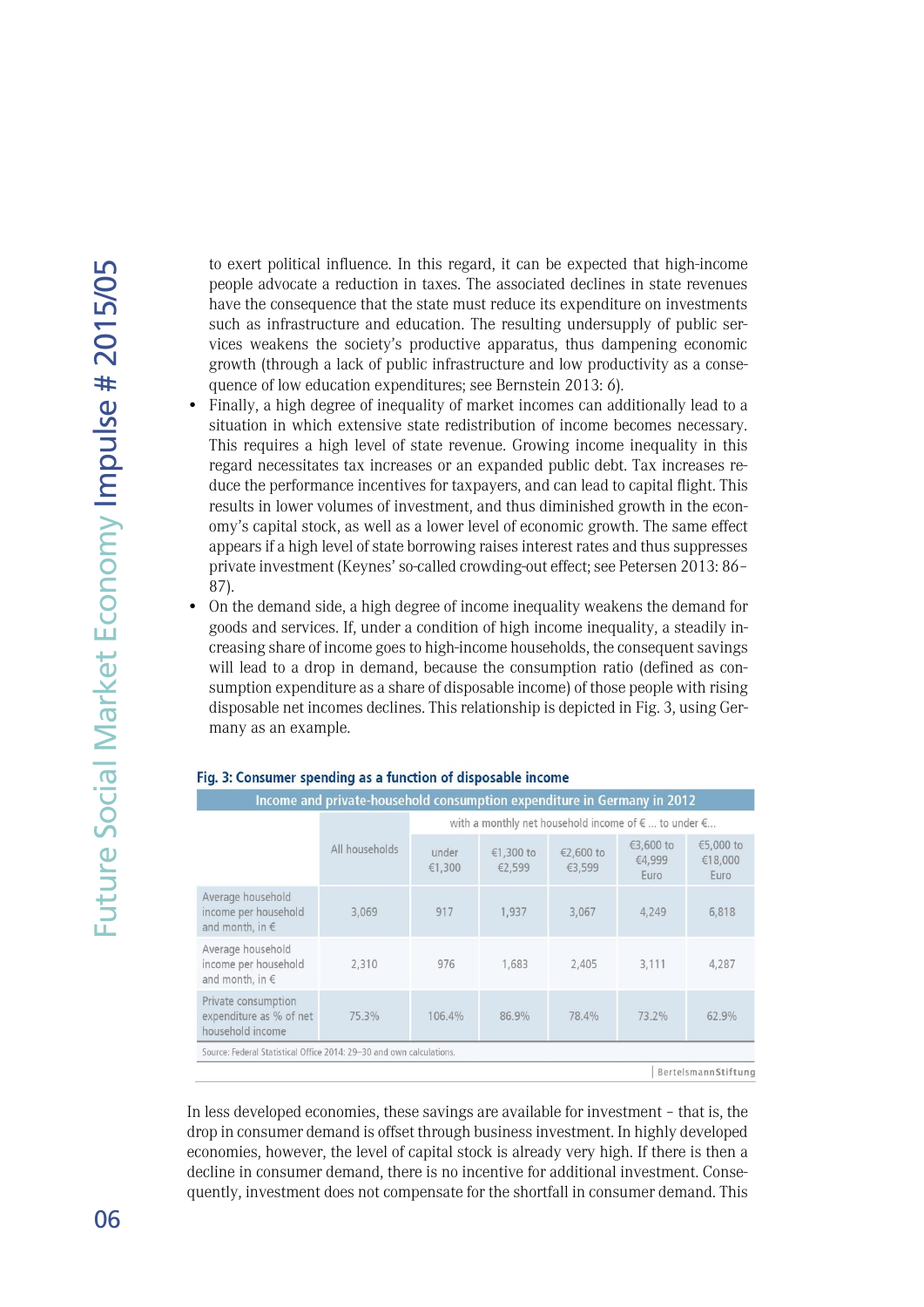to exert political influence. In this regard, it can be expected that high-income people advocate a reduction in taxes. The associated declines in state revenues have the consequence that the state must reduce its expenditure on investments such as infrastructure and education. The resulting undersupply of public services weakens the society's productive apparatus, thus dampening economic growth (through a lack of public infrastructure and low productivity as a consequence of low education expenditures; see Bernstein 2013: 6).

- Finally, a high degree of inequality of market incomes can additionally lead to a situation in which extensive state redistribution of income becomes necessary. This requires a high level of state revenue. Growing income inequality in this regard necessitates tax increases or an expanded public debt. Tax increases reduce the performance incentives for taxpayers, and can lead to capital flight. This results in lower volumes of investment, and thus diminished growth in the economy's capital stock, as well as a lower level of economic growth. The same effect appears if a high level of state borrowing raises interest rates and thus suppresses private investment (Keynes' so-called crowding-out effect; see Petersen 2013: 86–87).
- On the demand side, a high degree of income inequality weakens the demand for goods and services. If, under a condition of high income inequality, a steadily increasing share of income goes to high-income households, the consequent savings will lead to a drop in demand, because the consumption ratio (defined as consumption expenditure as a share of disposable income) of those people with rising disposable net incomes declines. This relationship is depicted in Fig. 3, using Germany as an example.

**Fig. 3: Consumer spending as a function of disposable income**

Income and private-household consumption expenditure in Germany in 2012

| | All households | with a monthly net household income of € ... to under €... | | | | |
|---|---|---|---|---|---|---|
| | | under €1,300 | €1,300 to €2,599 | €2,600 to €3,599 | €3,600 to €4,999 Euro | €5,000 to €18,000 Euro |
| Average household income per household and month, in € | 3,069 | 917 | 1,937 | 3,067 | 4,249 | 6,818 |
| Average household income per household and month, in € | 2,310 | 976 | 1,683 | 2,405 | 3,111 | 4,287 |
| Private consumption expenditure as % of net household income | 75.3% | 106.4% | 86.9% | 78.4% | 73.2% | 62.9% |

Source: Federal Statistical Office 2014: 29–30 and own calculations.

BertelsmannStiftung

In less developed economies, these savings are available for investment – that is, the drop in consumer demand is offset through business investment. In highly developed economies, however, the level of capital stock is already very high. If there is then a decline in consumer demand, there is no incentive for additional investment. Consequently, investment does not compensate for the shortfall in consumer demand. This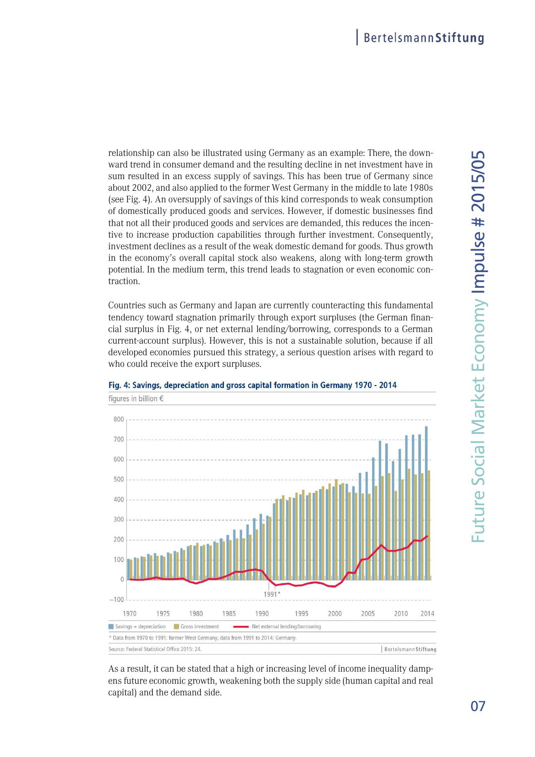relationship can also be illustrated using Germany as an example: There, the downward trend in consumer demand and the resulting decline in net investment have in sum resulted in an excess supply of savings. This has been true of Germany since about 2002, and also applied to the former West Germany in the middle to late 1980s (see Fig. 4). An oversupply of savings of this kind corresponds to weak consumption of domestically produced goods and services. However, if domestic businesses find that not all their produced goods and services are demanded, this reduces the incentive to increase production capabilities through further investment. Consequently, investment declines as a result of the weak domestic demand for goods. Thus growth in the economy's overall capital stock also weakens, along with long-term growth potential. In the medium term, this trend leads to stagnation or even economic contraction.

Countries such as Germany and Japan are currently counteracting this fundamental tendency toward stagnation primarily through export surpluses (the German financial surplus in Fig. 4, or net external lending/borrowing, corresponds to a German current-account surplus). However, this is not a sustainable solution, because if all developed economies pursued this strategy, a serious question arises with regard to who could receive the export surpluses.

**Fig. 4: Savings, depreciation and gross capital formation in Germany 1970 - 2014**

figures in billion €

Savings + depreciation | Gross investment | Net external lending/borrowing

\* Data from 1970 to 1991: former West Germany, data from 1991 to 2014: Germany.

Source: Federal Statistical Office 2015: 24.

As a result, it can be stated that a high or increasing level of income inequality dampens future economic growth, weakening both the supply side (human capital and real capital) and the demand side.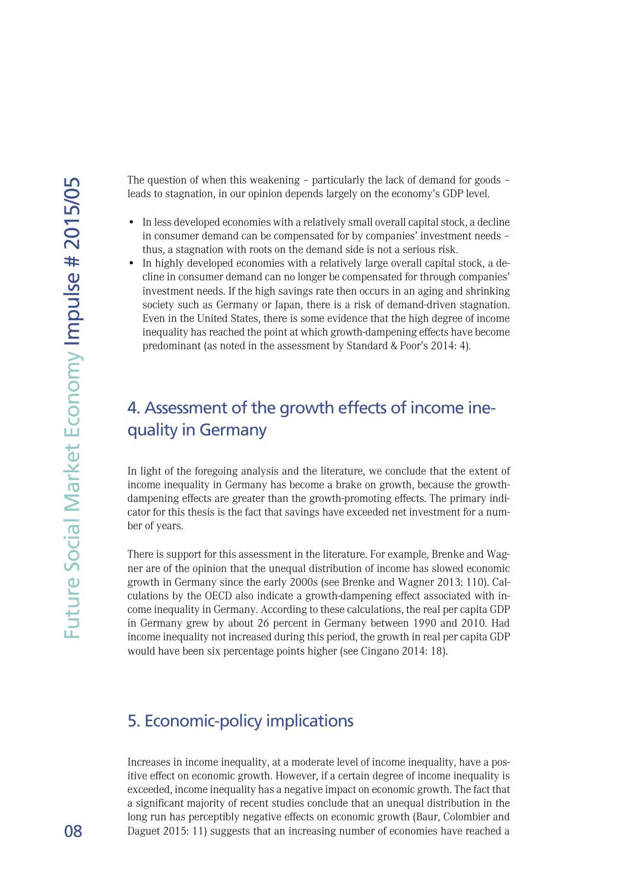The question of when this weakening – particularly the lack of demand for goods – leads to stagnation, in our opinion depends largely on the economy's GDP level.

- In less developed economies with a relatively small overall capital stock, a decline in consumer demand can be compensated for by companies' investment needs – thus, a stagnation with roots on the demand side is not a serious risk.
- In highly developed economies with a relatively large overall capital stock, a decline in consumer demand can no longer be compensated for through companies' investment needs. If the high savings rate then occurs in an aging and shrinking society such as Germany or Japan, there is a risk of demand-driven stagnation. Even in the United States, there is some evidence that the high degree of income inequality has reached the point at which growth-dampening effects have become predominant (as noted in the assessment by Standard & Poor's 2014: 4).

## 4. Assessment of the growth effects of income inequality in Germany

In light of the foregoing analysis and the literature, we conclude that the extent of income inequality in Germany has become a brake on growth, because the growth-dampening effects are greater than the growth-promoting effects. The primary indicator for this thesis is the fact that savings have exceeded net investment for a number of years.

There is support for this assessment in the literature. For example, Brenke and Wagner are of the opinion that the unequal distribution of income has slowed economic growth in Germany since the early 2000s (see Brenke and Wagner 2013: 110). Calculations by the OECD also indicate a growth-dampening effect associated with income inequality in Germany. According to these calculations, the real per capita GDP in Germany grew by about 26 percent in Germany between 1990 and 2010. Had income inequality not increased during this period, the growth in real per capita GDP would have been six percentage points higher (see Cingano 2014: 18).

## 5. Economic-policy implications

Increases in income inequality, at a moderate level of income inequality, have a positive effect on economic growth. However, if a certain degree of income inequality is exceeded, income inequality has a negative impact on economic growth. The fact that a significant majority of recent studies conclude that an unequal distribution in the long run has perceptibly negative effects on economic growth (Baur, Colombier and Daguet 2015: 11) suggests that an increasing number of economies have reached a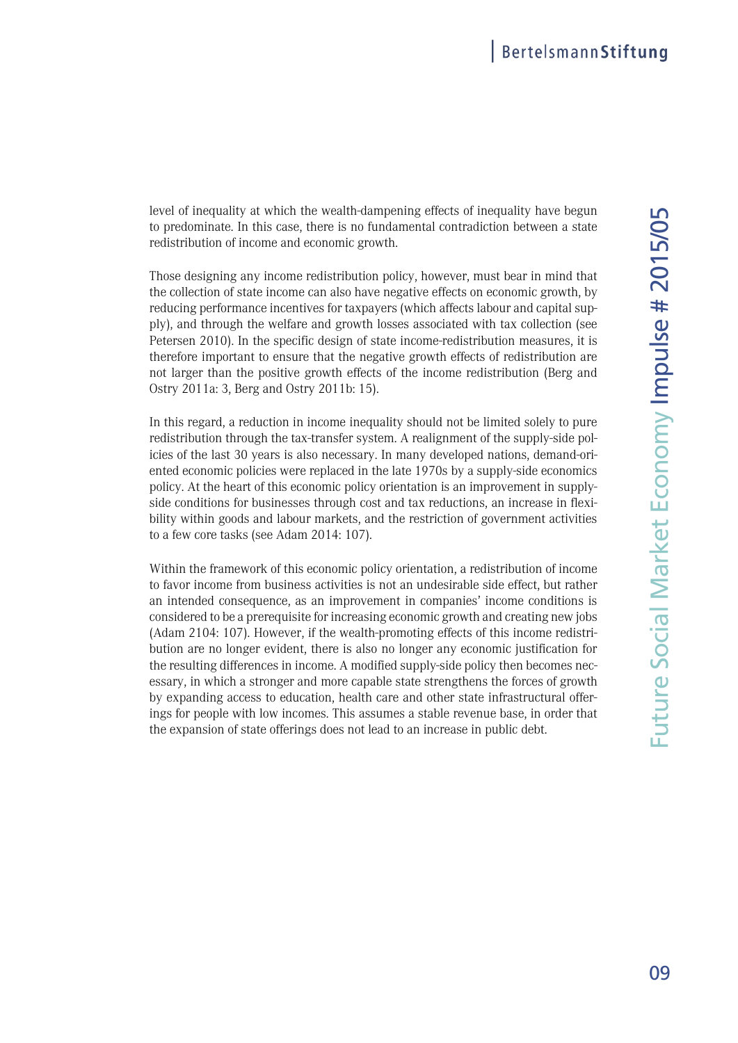level of inequality at which the wealth-dampening effects of inequality have begun to predominate. In this case, there is no fundamental contradiction between a state redistribution of income and economic growth.

Those designing any income redistribution policy, however, must bear in mind that the collection of state income can also have negative effects on economic growth, by reducing performance incentives for taxpayers (which affects labour and capital supply), and through the welfare and growth losses associated with tax collection (see Petersen 2010). In the specific design of state income-redistribution measures, it is therefore important to ensure that the negative growth effects of redistribution are not larger than the positive growth effects of the income redistribution (Berg and Ostry 2011a: 3, Berg and Ostry 2011b: 15).

In this regard, a reduction in income inequality should not be limited solely to pure redistribution through the tax-transfer system. A realignment of the supply-side policies of the last 30 years is also necessary. In many developed nations, demand-oriented economic policies were replaced in the late 1970s by a supply-side economics policy. At the heart of this economic policy orientation is an improvement in supply-side conditions for businesses through cost and tax reductions, an increase in flexibility within goods and labour markets, and the restriction of government activities to a few core tasks (see Adam 2014: 107).

Within the framework of this economic policy orientation, a redistribution of income to favor income from business activities is not an undesirable side effect, but rather an intended consequence, as an improvement in companies' income conditions is considered to be a prerequisite for increasing economic growth and creating new jobs (Adam 2104: 107). However, if the wealth-promoting effects of this income redistribution are no longer evident, there is also no longer any economic justification for the resulting differences in income. A modified supply-side policy then becomes necessary, in which a stronger and more capable state strengthens the forces of growth by expanding access to education, health care and other state infrastructural offerings for people with low incomes. This assumes a stable revenue base, in order that the expansion of state offerings does not lead to an increase in public debt.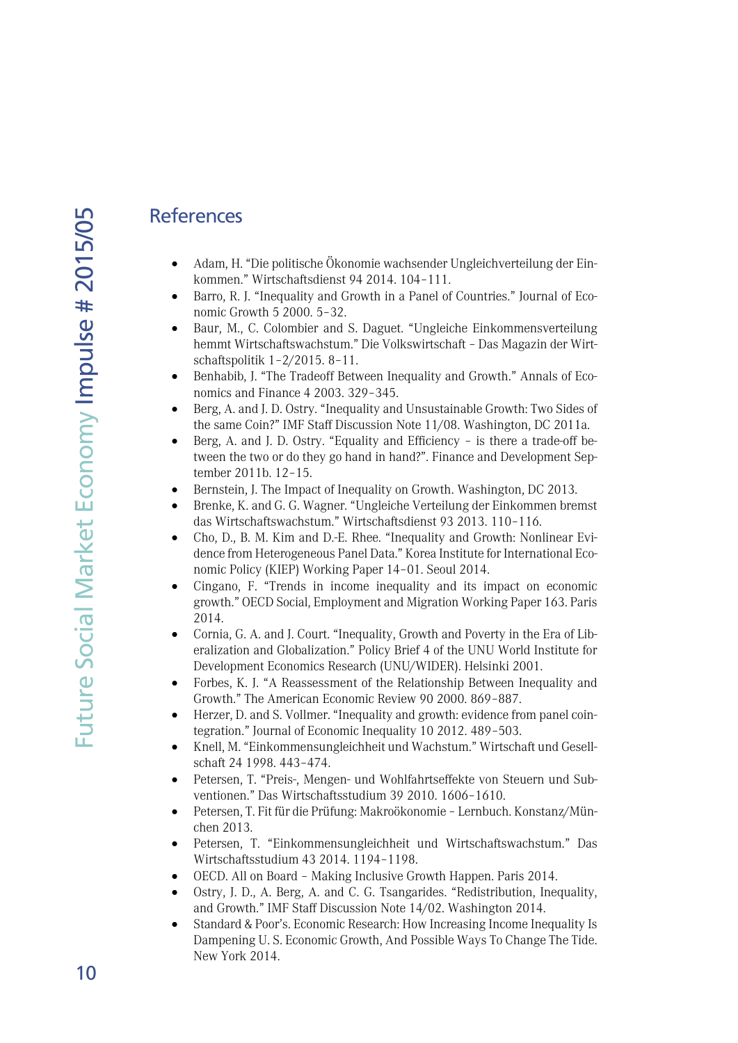## References

- Adam, H. "Die politische Ökonomie wachsender Ungleichverteilung der Einkommen." Wirtschaftsdienst 94 2014. 104–111.
- Barro, R. J. "Inequality and Growth in a Panel of Countries." Journal of Economic Growth 5 2000. 5–32.
- Baur, M., C. Colombier and S. Daguet. "Ungleiche Einkommensverteilung hemmt Wirtschaftswachstum." Die Volkswirtschaft – Das Magazin der Wirtschaftspolitik 1–2/2015. 8–11.
- Benhabib, J. "The Tradeoff Between Inequality and Growth." Annals of Economics and Finance 4 2003. 329–345.
- Berg, A. and J. D. Ostry. "Inequality and Unsustainable Growth: Two Sides of the same Coin?" IMF Staff Discussion Note 11/08. Washington, DC 2011a.
- Berg, A. and J. D. Ostry. "Equality and Efficiency – is there a trade-off between the two or do they go hand in hand?". Finance and Development September 2011b. 12–15.
- Bernstein, J. The Impact of Inequality on Growth. Washington, DC 2013.
- Brenke, K. and G. G. Wagner. "Ungleiche Verteilung der Einkommen bremst das Wirtschaftswachstum." Wirtschaftsdienst 93 2013. 110–116.
- Cho, D., B. M. Kim and D.-E. Rhee. "Inequality and Growth: Nonlinear Evidence from Heterogeneous Panel Data." Korea Institute for International Economic Policy (KIEP) Working Paper 14–01. Seoul 2014.
- Cingano, F. "Trends in income inequality and its impact on economic growth." OECD Social, Employment and Migration Working Paper 163. Paris 2014.
- Cornia, G. A. and J. Court. "Inequality, Growth and Poverty in the Era of Liberalization and Globalization." Policy Brief 4 of the UNU World Institute for Development Economics Research (UNU/WIDER). Helsinki 2001.
- Forbes, K. J. "A Reassessment of the Relationship Between Inequality and Growth." The American Economic Review 90 2000. 869–887.
- Herzer, D. and S. Vollmer. "Inequality and growth: evidence from panel cointegration." Journal of Economic Inequality 10 2012. 489–503.
- Knell, M. "Einkommensungleichheit und Wachstum." Wirtschaft und Gesellschaft 24 1998. 443–474.
- Petersen, T. "Preis-, Mengen- und Wohlfahrtseffekte von Steuern und Subventionen." Das Wirtschaftsstudium 39 2010. 1606–1610.
- Petersen, T. Fit für die Prüfung: Makroökonomie – Lernbuch. Konstanz/München 2013.
- Petersen, T. "Einkommensungleichheit und Wirtschaftswachstum." Das Wirtschaftsstudium 43 2014. 1194–1198.
- OECD. All on Board – Making Inclusive Growth Happen. Paris 2014.
- Ostry, J. D., A. Berg, A. and C. G. Tsangarides. "Redistribution, Inequality, and Growth." IMF Staff Discussion Note 14/02. Washington 2014.
- Standard & Poor's. Economic Research: How Increasing Income Inequality Is Dampening U. S. Economic Growth, And Possible Ways To Change The Tide. New York 2014.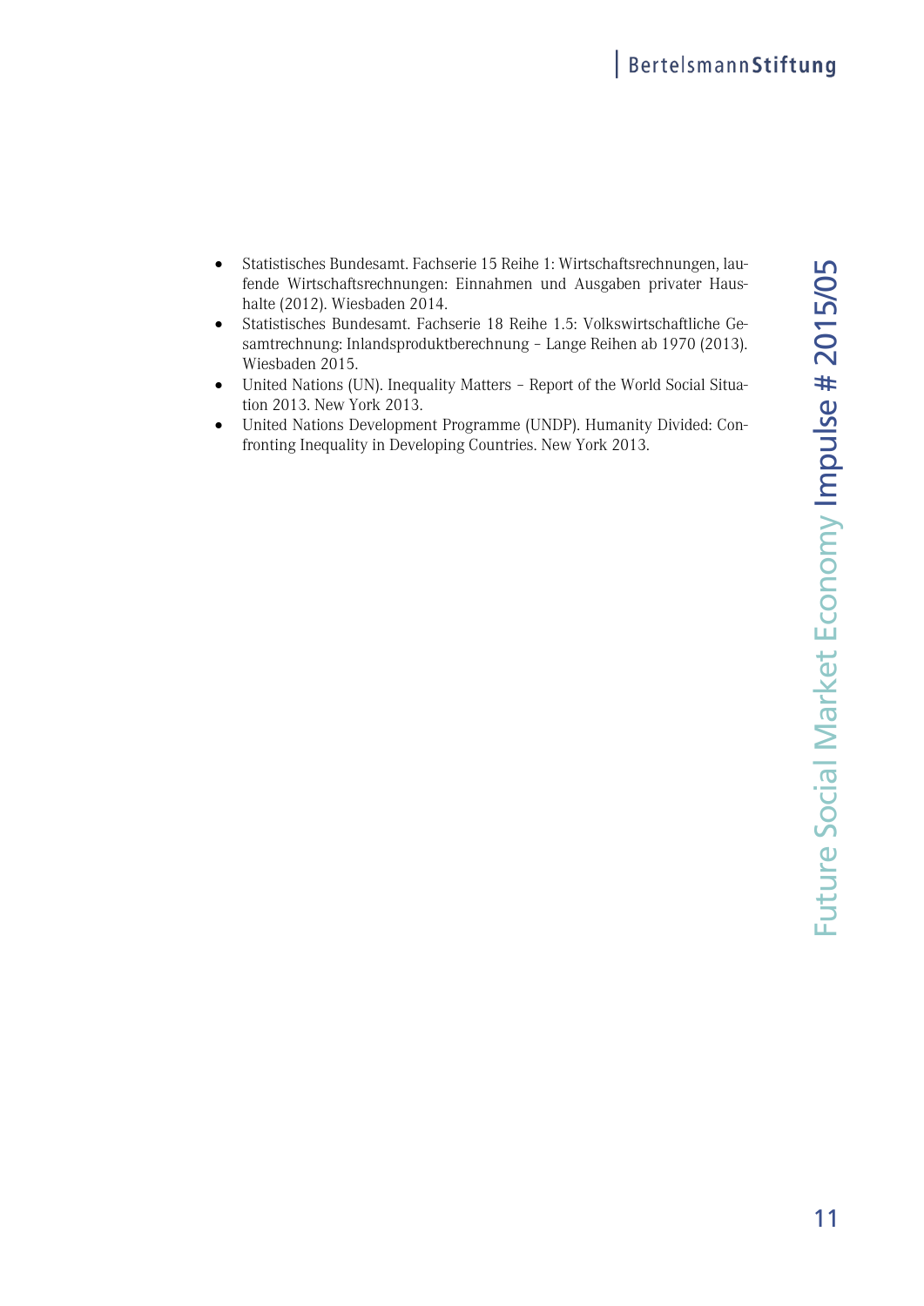- Statistisches Bundesamt. Fachserie 15 Reihe 1: Wirtschaftsrechnungen, laufende Wirtschaftsrechnungen: Einnahmen und Ausgaben privater Haushalte (2012). Wiesbaden 2014.
- Statistisches Bundesamt. Fachserie 18 Reihe 1.5: Volkswirtschaftliche Gesamtrechnung: Inlandsproduktberechnung – Lange Reihen ab 1970 (2013). Wiesbaden 2015.
- United Nations (UN). Inequality Matters – Report of the World Social Situation 2013. New York 2013.
- United Nations Development Programme (UNDP). Humanity Divided: Confronting Inequality in Developing Countries. New York 2013.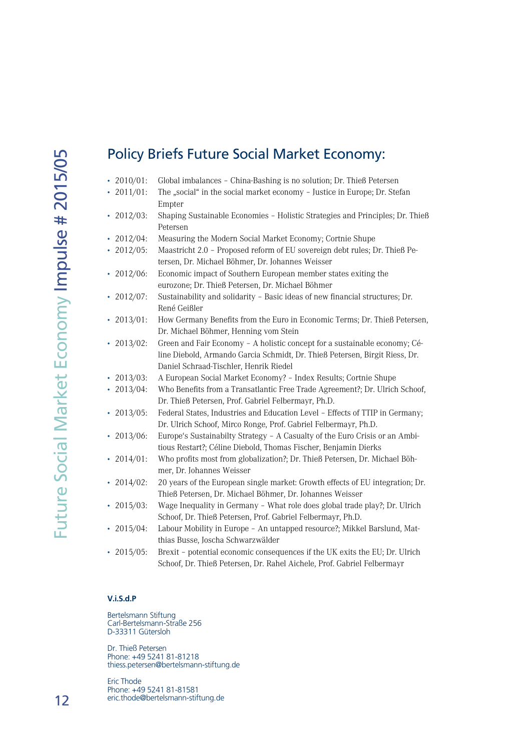## Policy Briefs Future Social Market Economy:

- 2010/01: Global imbalances – China-Bashing is no solution; Dr. Thieß Petersen
- 2011/01: The „social" in the social market economy – Justice in Europe; Dr. Stefan Empter
- 2012/03: Shaping Sustainable Economies – Holistic Strategies and Principles; Dr. Thieß Petersen
- 2012/04: Measuring the Modern Social Market Economy; Cortnie Shupe
- 2012/05: Maastricht 2.0 – Proposed reform of EU sovereign debt rules; Dr. Thieß Petersen, Dr. Michael Böhmer, Dr. Johannes Weisser
- 2012/06: Economic impact of Southern European member states exiting the eurozone; Dr. Thieß Petersen, Dr. Michael Böhmer
- 2012/07: Sustainability and solidarity – Basic ideas of new financial structures; Dr. René Geißler
- 2013/01: How Germany Benefits from the Euro in Economic Terms; Dr. Thieß Petersen, Dr. Michael Böhmer, Henning vom Stein
- 2013/02: Green and Fair Economy – A holistic concept for a sustainable economy; Céline Diebold, Armando Garcia Schmidt, Dr. Thieß Petersen, Birgit Riess, Dr. Daniel Schraad-Tischler, Henrik Riedel
- 2013/03: A European Social Market Economy? – Index Results; Cortnie Shupe
- 2013/04: Who Benefits from a Transatlantic Free Trade Agreement?; Dr. Ulrich Schoof, Dr. Thieß Petersen, Prof. Gabriel Felbermayr, Ph.D.
- 2013/05: Federal States, Industries and Education Level – Effects of TTIP in Germany; Dr. Ulrich Schoof, Mirco Ronge, Prof. Gabriel Felbermayr, Ph.D.
- 2013/06: Europe's Sustainabilty Strategy – A Casualty of the Euro Crisis or an Ambitious Restart?; Céline Diebold, Thomas Fischer, Benjamin Dierks
- 2014/01: Who profits most from globalization?; Dr. Thieß Petersen, Dr. Michael Böhmer, Dr. Johannes Weisser
- 2014/02: 20 years of the European single market: Growth effects of EU integration; Dr. Thieß Petersen, Dr. Michael Böhmer, Dr. Johannes Weisser
- 2015/03: Wage Inequality in Germany – What role does global trade play?; Dr. Ulrich Schoof, Dr. Thieß Petersen, Prof. Gabriel Felbermayr, Ph.D.
- 2015/04: Labour Mobility in Europe – An untapped resource?; Mikkel Barslund, Matthias Busse, Joscha Schwarzwälder
- 2015/05: Brexit – potential economic consequences if the UK exits the EU; Dr. Ulrich Schoof, Dr. Thieß Petersen, Dr. Rahel Aichele, Prof. Gabriel Felbermayr

**V.i.S.d.P**

Bertelsmann Stiftung
Carl-Bertelsmann-Straße 256
D-33311 Gütersloh

Dr. Thieß Petersen
Phone: +49 5241 81-81218
thiess.petersen@bertelsmann-stiftung.de

Eric Thode
Phone: +49 5241 81-81581
eric.thode@bertelsmann-stiftung.de